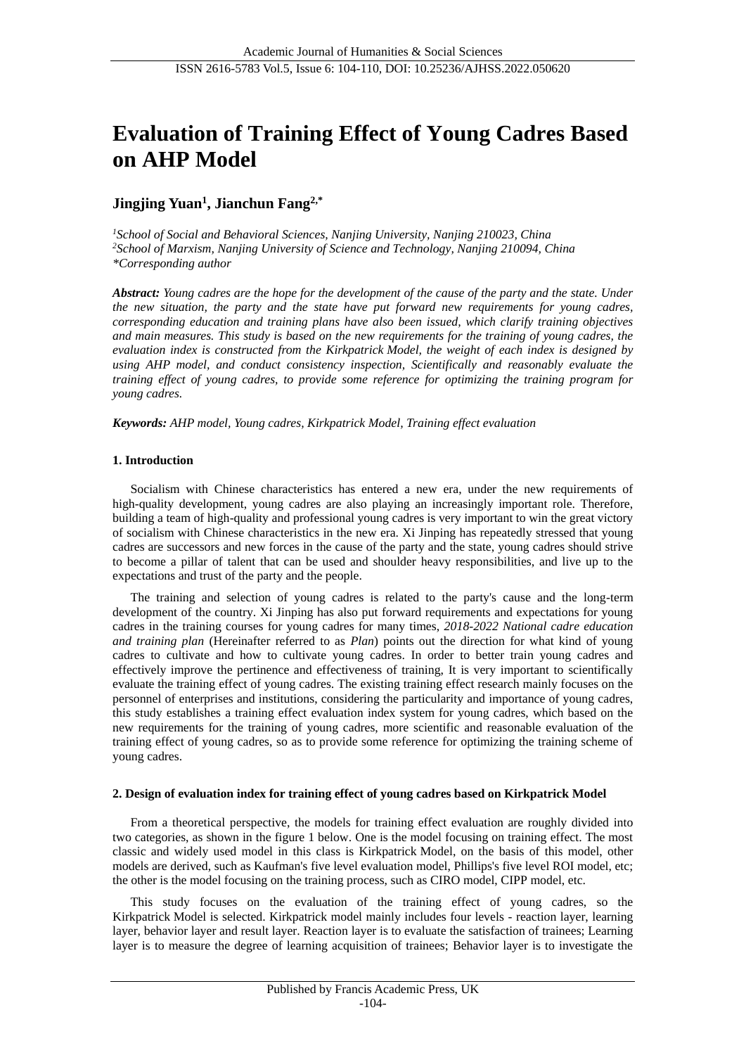# Evaluation of Training Effect of Young Cadres Based on AHP Model

**Jingjing Yuan[1], Jianchun Fang[2,*]**

*[1]School of Social and Behavioral Sciences, Nanjing University, Nanjing 210023, China*
*[2]School of Marxism, Nanjing University of Science and Technology, Nanjing 210094, China*
*\*Corresponding author*

***Abstract:*** *Young cadres are the hope for the development of the cause of the party and the state. Under the new situation, the party and the state have put forward new requirements for young cadres, corresponding education and training plans have also been issued, which clarify training objectives and main measures. This study is based on the new requirements for the training of young cadres, the evaluation index is constructed from the Kirkpatrick Model, the weight of each index is designed by using AHP model, and conduct consistency inspection, Scientifically and reasonably evaluate the training effect of young cadres, to provide some reference for optimizing the training program for young cadres.*

***Keywords:*** *AHP model, Young cadres, Kirkpatrick Model, Training effect evaluation*

## 1. Introduction

Socialism with Chinese characteristics has entered a new era, under the new requirements of high-quality development, young cadres are also playing an increasingly important role. Therefore, building a team of high-quality and professional young cadres is very important to win the great victory of socialism with Chinese characteristics in the new era. Xi Jinping has repeatedly stressed that young cadres are successors and new forces in the cause of the party and the state, young cadres should strive to become a pillar of talent that can be used and shoulder heavy responsibilities, and live up to the expectations and trust of the party and the people.

The training and selection of young cadres is related to the party's cause and the long-term development of the country. Xi Jinping has also put forward requirements and expectations for young cadres in the training courses for young cadres for many times, *2018-2022 National cadre education and training plan* (Hereinafter referred to as *Plan*) points out the direction for what kind of young cadres to cultivate and how to cultivate young cadres. In order to better train young cadres and effectively improve the pertinence and effectiveness of training, It is very important to scientifically evaluate the training effect of young cadres. The existing training effect research mainly focuses on the personnel of enterprises and institutions, considering the particularity and importance of young cadres, this study establishes a training effect evaluation index system for young cadres, which based on the new requirements for the training of young cadres, more scientific and reasonable evaluation of the training effect of young cadres, so as to provide some reference for optimizing the training scheme of young cadres.

## 2. Design of evaluation index for training effect of young cadres based on Kirkpatrick Model

From a theoretical perspective, the models for training effect evaluation are roughly divided into two categories, as shown in the figure 1 below. One is the model focusing on training effect. The most classic and widely used model in this class is Kirkpatrick Model, on the basis of this model, other models are derived, such as Kaufman's five level evaluation model, Phillips's five level ROI model, etc; the other is the model focusing on the training process, such as CIRO model, CIPP model, etc.

This study focuses on the evaluation of the training effect of young cadres, so the Kirkpatrick Model is selected. Kirkpatrick model mainly includes four levels - reaction layer, learning layer, behavior layer and result layer. Reaction layer is to evaluate the satisfaction of trainees; Learning layer is to measure the degree of learning acquisition of trainees; Behavior layer is to investigate the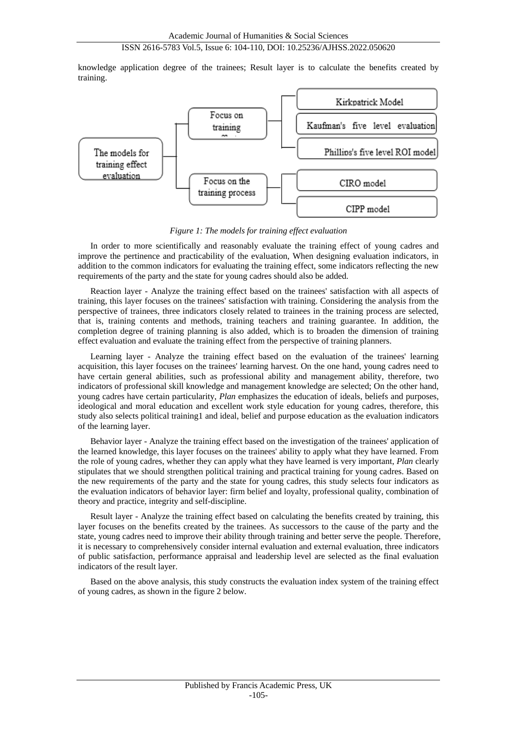knowledge application degree of the trainees; Result layer is to calculate the benefits created by training.

- The models for training effect evaluation
  - Focus on training
    - Kirkpatrick Model
    - Kaufman's five level evaluation
    - Phillips's five level ROI model
  - Focus on the training process
    - CIRO model
    - CIPP model

*Figure 1: The models for training effect evaluation*

In order to more scientifically and reasonably evaluate the training effect of young cadres and improve the pertinence and practicability of the evaluation, When designing evaluation indicators, in addition to the common indicators for evaluating the training effect, some indicators reflecting the new requirements of the party and the state for young cadres should also be added.

Reaction layer - Analyze the training effect based on the trainees' satisfaction with all aspects of training, this layer focuses on the trainees' satisfaction with training. Considering the analysis from the perspective of trainees, three indicators closely related to trainees in the training process are selected, that is, training contents and methods, training teachers and training guarantee. In addition, the completion degree of training planning is also added, which is to broaden the dimension of training effect evaluation and evaluate the training effect from the perspective of training planners.

Learning layer - Analyze the training effect based on the evaluation of the trainees' learning acquisition, this layer focuses on the trainees' learning harvest. On the one hand, young cadres need to have certain general abilities, such as professional ability and management ability, therefore, two indicators of professional skill knowledge and management knowledge are selected; On the other hand, young cadres have certain particularity, *Plan* emphasizes the education of ideals, beliefs and purposes, ideological and moral education and excellent work style education for young cadres, therefore, this study also selects political training1 and ideal, belief and purpose education as the evaluation indicators of the learning layer.

Behavior layer - Analyze the training effect based on the investigation of the trainees' application of the learned knowledge, this layer focuses on the trainees' ability to apply what they have learned. From the role of young cadres, whether they can apply what they have learned is very important, *Plan* clearly stipulates that we should strengthen political training and practical training for young cadres. Based on the new requirements of the party and the state for young cadres, this study selects four indicators as the evaluation indicators of behavior layer: firm belief and loyalty, professional quality, combination of theory and practice, integrity and self-discipline.

Result layer - Analyze the training effect based on calculating the benefits created by training, this layer focuses on the benefits created by the trainees. As successors to the cause of the party and the state, young cadres need to improve their ability through training and better serve the people. Therefore, it is necessary to comprehensively consider internal evaluation and external evaluation, three indicators of public satisfaction, performance appraisal and leadership level are selected as the final evaluation indicators of the result layer.

Based on the above analysis, this study constructs the evaluation index system of the training effect of young cadres, as shown in the figure 2 below.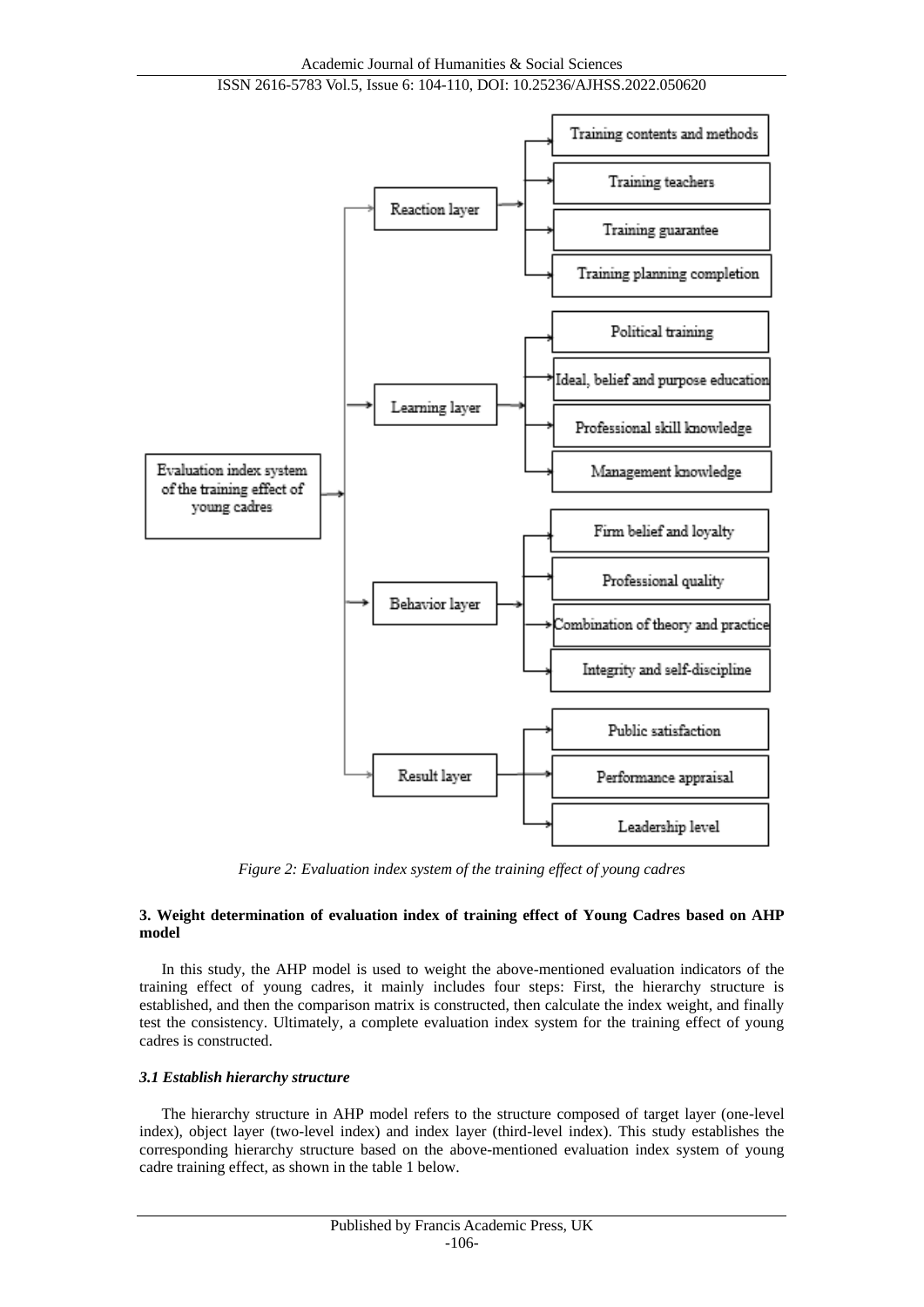Figure 2: Evaluation index system of the training effect of young cadres

## 3. Weight determination of evaluation index of training effect of Young Cadres based on AHP model

In this study, the AHP model is used to weight the above-mentioned evaluation indicators of the training effect of young cadres, it mainly includes four steps: First, the hierarchy structure is established, and then the comparison matrix is constructed, then calculate the index weight, and finally test the consistency. Ultimately, a complete evaluation index system for the training effect of young cadres is constructed.

### *3.1 Establish hierarchy structure*

The hierarchy structure in AHP model refers to the structure composed of target layer (one-level index), object layer (two-level index) and index layer (third-level index). This study establishes the corresponding hierarchy structure based on the above-mentioned evaluation index system of young cadre training effect, as shown in the table 1 below.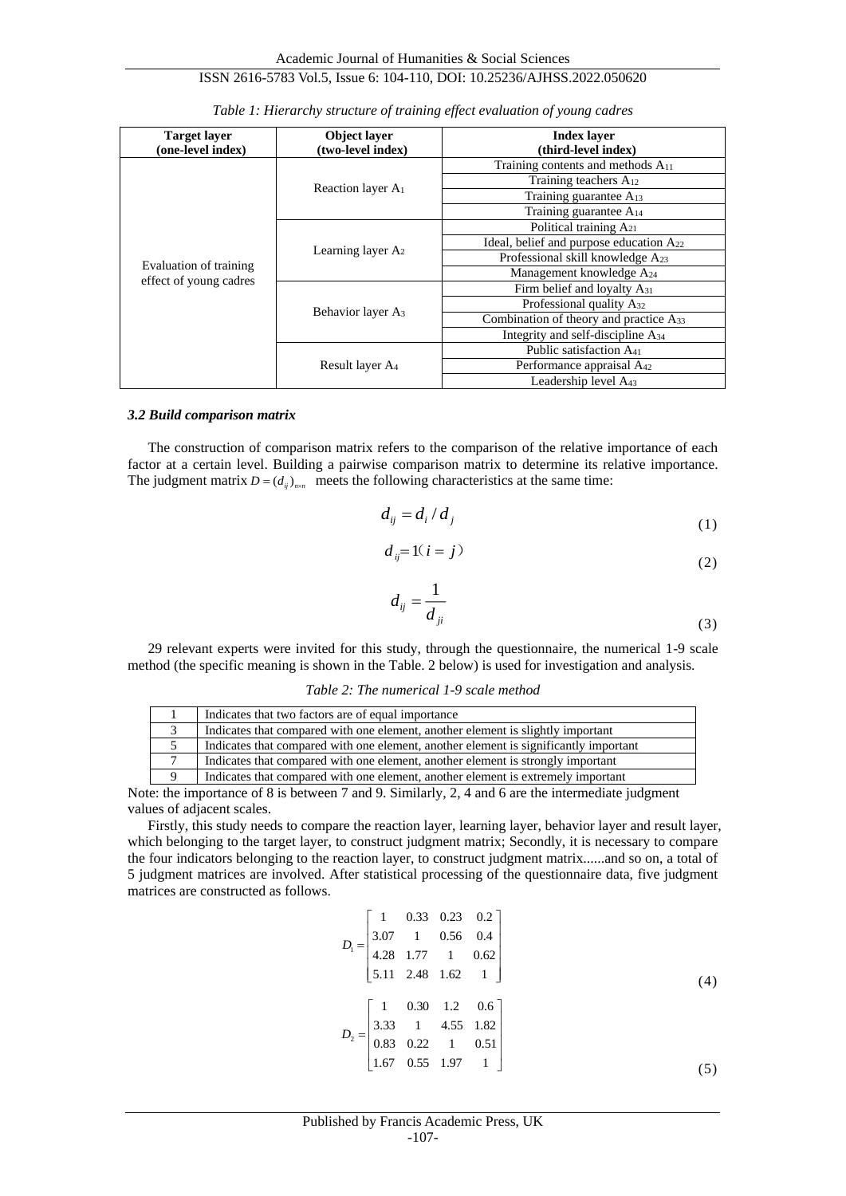*Table 1: Hierarchy structure of training effect evaluation of young cadres*

| Target layer (one-level index) | Object layer (two-level index) | Index layer (third-level index) |
|---|---|---|
| Evaluation of training effect of young cadres | Reaction layer $A_1$ | Training contents and methods $A_{11}$ |
| | | Training teachers $A_{12}$ |
| | | Training guarantee $A_{13}$ |
| | | Training guarantee $A_{14}$ |
| | Learning layer $A_2$ | Political training $A_{21}$ |
| | | Ideal, belief and purpose education $A_{22}$ |
| | | Professional skill knowledge $A_{23}$ |
| | | Management knowledge $A_{24}$ |
| | Behavior layer $A_3$ | Firm belief and loyalty $A_{31}$ |
| | | Professional quality $A_{32}$ |
| | | Combination of theory and practice $A_{33}$ |
| | | Integrity and self-discipline $A_{34}$ |
| | Result layer $A_4$ | Public satisfaction $A_{41}$ |
| | | Performance appraisal $A_{42}$ |
| | | Leadership level $A_{43}$ |

### *3.2 Build comparison matrix*

The construction of comparison matrix refers to the comparison of the relative importance of each factor at a certain level. Building a pairwise comparison matrix to determine its relative importance. The judgment matrix $D=(d_{ij})_{n\times n}$ meets the following characteristics at the same time:

$$d_{ij}=d_i/d_j \tag{1}$$

$$d_{ij}=1 \ (i=j) \tag{2}$$

$$d_{ij}=\frac{1}{d_{ji}} \tag{3}$$

29 relevant experts were invited for this study, through the questionnaire, the numerical 1-9 scale method (the specific meaning is shown in the Table. 2 below) is used for investigation and analysis.

*Table 2: The numerical 1-9 scale method*

| | |
|---|---|
| 1 | Indicates that two factors are of equal importance |
| 3 | Indicates that compared with one element, another element is slightly important |
| 5 | Indicates that compared with one element, another element is significantly important |
| 7 | Indicates that compared with one element, another element is strongly important |
| 9 | Indicates that compared with one element, another element is extremely important |

Note: the importance of 8 is between 7 and 9. Similarly, 2, 4 and 6 are the intermediate judgment values of adjacent scales.

Firstly, this study needs to compare the reaction layer, learning layer, behavior layer and result layer, which belonging to the target layer, to construct judgment matrix; Secondly, it is necessary to compare the four indicators belonging to the reaction layer, to construct judgment matrix......and so on, a total of 5 judgment matrices are involved. After statistical processing of the questionnaire data, five judgment matrices are constructed as follows.

$$D_1=\begin{bmatrix} 1 & 0.33 & 0.23 & 0.2 \\ 3.07 & 1 & 0.56 & 0.4 \\ 4.28 & 1.77 & 1 & 0.62 \\ 5.11 & 2.48 & 1.62 & 1 \end{bmatrix} \tag{4}$$

$$D_2=\begin{bmatrix} 1 & 0.30 & 1.2 & 0.6 \\ 3.33 & 1 & 4.55 & 1.82 \\ 0.83 & 0.22 & 1 & 0.51 \\ 1.67 & 0.55 & 1.97 & 1 \end{bmatrix} \tag{5}$$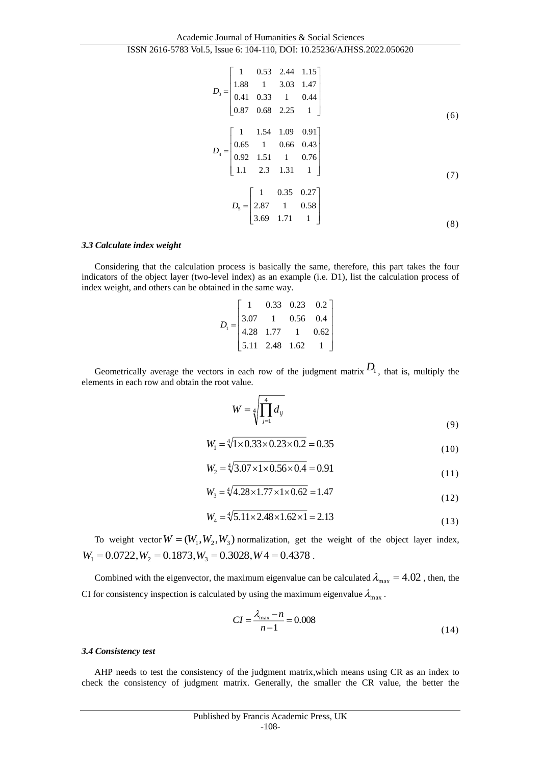$$D_3 = \begin{bmatrix} 1 & 0.53 & 2.44 & 1.15 \\ 1.88 & 1 & 3.03 & 1.47 \\ 0.41 & 0.33 & 1 & 0.44 \\ 0.87 & 0.68 & 2.25 & 1 \end{bmatrix} \tag{6}$$

$$D_4 = \begin{bmatrix} 1 & 1.54 & 1.09 & 0.91 \\ 0.65 & 1 & 0.66 & 0.43 \\ 0.92 & 1.51 & 1 & 0.76 \\ 1.1 & 2.3 & 1.31 & 1 \end{bmatrix} \tag{7}$$

$$D_5 = \begin{bmatrix} 1 & 0.35 & 0.27 \\ 2.87 & 1 & 0.58 \\ 3.69 & 1.71 & 1 \end{bmatrix} \tag{8}$$

### *3.3 Calculate index weight*

Considering that the calculation process is basically the same, therefore, this part takes the four indicators of the object layer (two-level index) as an example (i.e. D1), list the calculation process of index weight, and others can be obtained in the same way.

$$D_1 = \begin{bmatrix} 1 & 0.33 & 0.23 & 0.2 \\ 3.07 & 1 & 0.56 & 0.4 \\ 4.28 & 1.77 & 1 & 0.62 \\ 5.11 & 2.48 & 1.62 & 1 \end{bmatrix}$$

Geometrically average the vectors in each row of the judgment matrix $D_1$, that is, multiply the elements in each row and obtain the root value.

$$W = \sqrt[4]{\prod_{j=1}^{4} d_{ij}} \tag{9}$$

$$W_1 = \sqrt[4]{1 \times 0.33 \times 0.23 \times 0.2} = 0.35 \tag{10}$$

$$W_2 = \sqrt[4]{3.07 \times 1 \times 0.56 \times 0.4} = 0.91 \tag{11}$$

$$W_3 = \sqrt[4]{4.28 \times 1.77 \times 1 \times 0.62} = 1.47 \tag{12}$$

$$W_4 = \sqrt[4]{5.11 \times 2.48 \times 1.62 \times 1} = 2.13 \tag{13}$$

To weight vector $W = (W_1, W_2, W_3)$ normalization, get the weight of the object layer index, $W_1 = 0.0722, W_2 = 0.1873, W_3 = 0.3028, W4 = 0.4378$ .

Combined with the eigenvector, the maximum eigenvalue can be calculated $\lambda_{\max} = 4.02$ , then, the CI for consistency inspection is calculated by using the maximum eigenvalue $\lambda_{\max}$ .

$$CI = \frac{\lambda_{\max} - n}{n-1} = 0.008 \tag{14}$$

### *3.4 Consistency test*

AHP needs to test the consistency of the judgment matrix,which means using CR as an index to check the consistency of judgment matrix. Generally, the smaller the CR value, the better the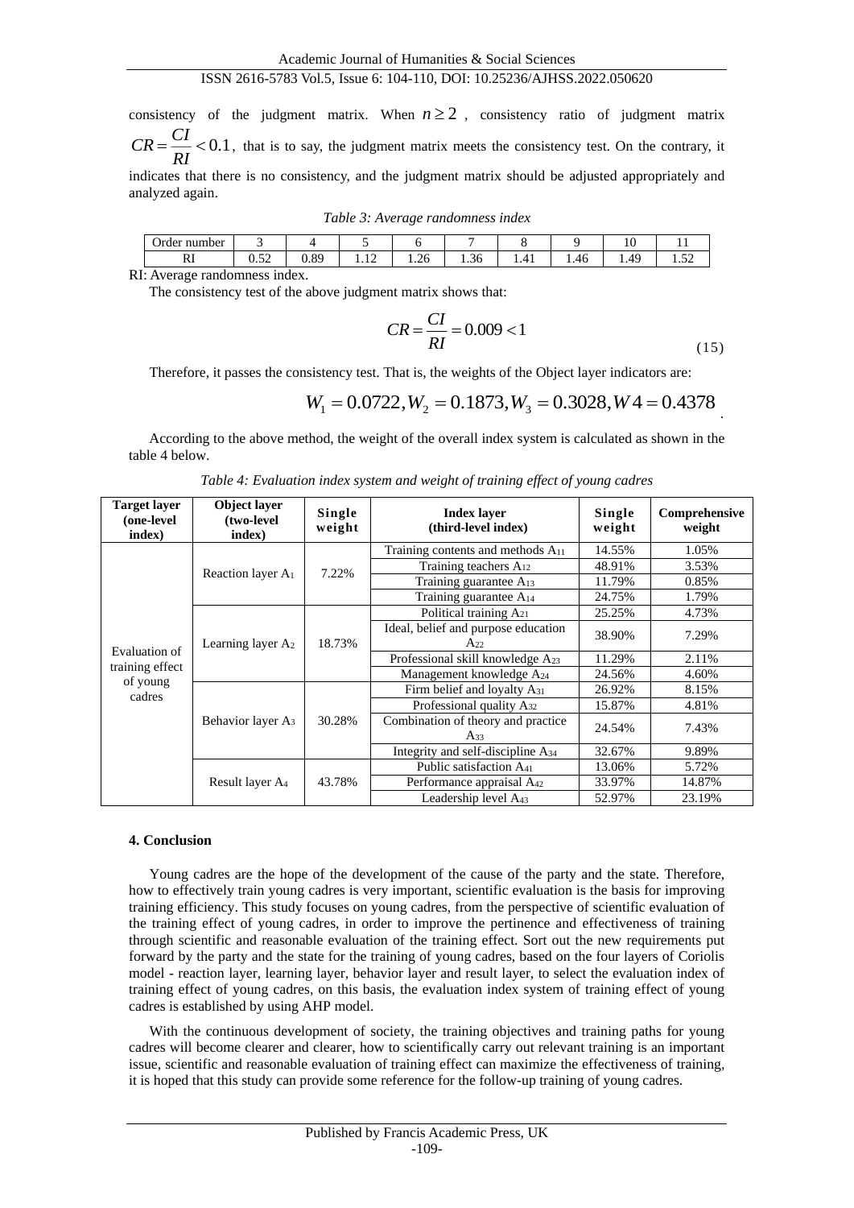consistency of the judgment matrix. When $n \geq 2$, consistency ratio of judgment matrix $CR = \frac{CI}{RI} < 0.1$, that is to say, the judgment matrix meets the consistency test. On the contrary, it indicates that there is no consistency, and the judgment matrix should be adjusted appropriately and analyzed again.

*Table 3: Average randomness index*

| Order number | 3 | 4 | 5 | 6 | 7 | 8 | 9 | 10 | 11 |
|---|---|---|---|---|---|---|---|---|---|
| RI | 0.52 | 0.89 | 1.12 | 1.26 | 1.36 | 1.41 | 1.46 | 1.49 | 1.52 |

RI: Average randomness index.

The consistency test of the above judgment matrix shows that:

$$CR = \frac{CI}{RI} = 0.009 < 1 \tag{15}$$

Therefore, it passes the consistency test. That is, the weights of the Object layer indicators are:

$$W_1 = 0.0722, W_2 = 0.1873, W_3 = 0.3028, W4 = 0.4378$$

According to the above method, the weight of the overall index system is calculated as shown in the table 4 below.

*Table 4: Evaluation index system and weight of training effect of young cadres*

| Target layer (one-level index) | Object layer (two-level index) | Single weight | Index layer (third-level index) | Single weight | Comprehensive weight |
|---|---|---|---|---|---|
| Evaluation of training effect of young cadres | Reaction layer $A_1$ | 7.22% | Training contents and methods $A_{11}$ | 14.55% | 1.05% |
| | | | Training teachers $A_{12}$ | 48.91% | 3.53% |
| | | | Training guarantee $A_{13}$ | 11.79% | 0.85% |
| | | | Training guarantee $A_{14}$ | 24.75% | 1.79% |
| | Learning layer $A_2$ | 18.73% | Political training $A_{21}$ | 25.25% | 4.73% |
| | | | Ideal, belief and purpose education $A_{22}$ | 38.90% | 7.29% |
| | | | Professional skill knowledge $A_{23}$ | 11.29% | 2.11% |
| | | | Management knowledge $A_{24}$ | 24.56% | 4.60% |
| | Behavior layer $A_3$ | 30.28% | Firm belief and loyalty $A_{31}$ | 26.92% | 8.15% |
| | | | Professional quality $A_{32}$ | 15.87% | 4.81% |
| | | | Combination of theory and practice $A_{33}$ | 24.54% | 7.43% |
| | | | Integrity and self-discipline $A_{34}$ | 32.67% | 9.89% |
| | Result layer $A_4$ | 43.78% | Public satisfaction $A_{41}$ | 13.06% | 5.72% |
| | | | Performance appraisal $A_{42}$ | 33.97% | 14.87% |
| | | | Leadership level $A_{43}$ | 52.97% | 23.19% |

## 4. Conclusion

Young cadres are the hope of the development of the cause of the party and the state. Therefore, how to effectively train young cadres is very important, scientific evaluation is the basis for improving training efficiency. This study focuses on young cadres, from the perspective of scientific evaluation of the training effect of young cadres, in order to improve the pertinence and effectiveness of training through scientific and reasonable evaluation of the training effect. Sort out the new requirements put forward by the party and the state for the training of young cadres, based on the four layers of Coriolis model - reaction layer, learning layer, behavior layer and result layer, to select the evaluation index of training effect of young cadres, on this basis, the evaluation index system of training effect of young cadres is established by using AHP model.

With the continuous development of society, the training objectives and training paths for young cadres will become clearer and clearer, how to scientifically carry out relevant training is an important issue, scientific and reasonable evaluation of training effect can maximize the effectiveness of training, it is hoped that this study can provide some reference for the follow-up training of young cadres.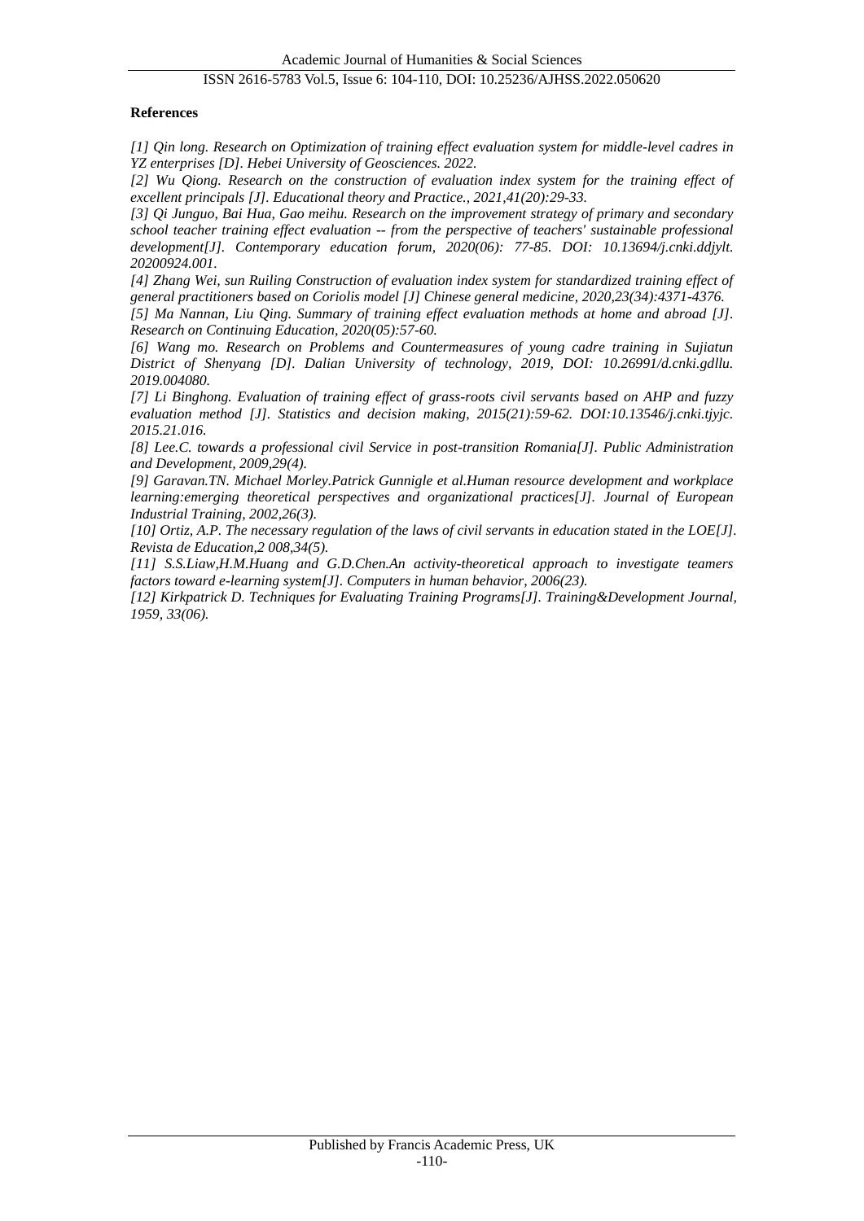**References**

*[1] Qin long. Research on Optimization of training effect evaluation system for middle-level cadres in YZ enterprises [D]. Hebei University of Geosciences. 2022.*

*[2] Wu Qiong. Research on the construction of evaluation index system for the training effect of excellent principals [J]. Educational theory and Practice., 2021,41(20):29-33.*

*[3] Qi Junguo, Bai Hua, Gao meihu. Research on the improvement strategy of primary and secondary school teacher training effect evaluation -- from the perspective of teachers' sustainable professional development[J]. Contemporary education forum, 2020(06): 77-85. DOI: 10.13694/j.cnki.ddjylt. 20200924.001.*

*[4] Zhang Wei, sun Ruiling Construction of evaluation index system for standardized training effect of general practitioners based on Coriolis model [J] Chinese general medicine, 2020,23(34):4371-4376.*

*[5] Ma Nannan, Liu Qing. Summary of training effect evaluation methods at home and abroad [J]. Research on Continuing Education, 2020(05):57-60.*

*[6] Wang mo. Research on Problems and Countermeasures of young cadre training in Sujiatun District of Shenyang [D]. Dalian University of technology, 2019, DOI: 10.26991/d.cnki.gdllu. 2019.004080.*

*[7] Li Binghong. Evaluation of training effect of grass-roots civil servants based on AHP and fuzzy evaluation method [J]. Statistics and decision making, 2015(21):59-62. DOI:10.13546/j.cnki.tjyjc. 2015.21.016.*

*[8] Lee.C. towards a professional civil Service in post-transition Romania[J]. Public Administration and Development, 2009,29(4).*

*[9] Garavan.TN. Michael Morley.Patrick Gunnigle et al.Human resource development and workplace learning:emerging theoretical perspectives and organizational practices[J]. Journal of European Industrial Training, 2002,26(3).*

*[10] Ortiz, A.P. The necessary regulation of the laws of civil servants in education stated in the LOE[J]. Revista de Education,2 008,34(5).*

*[11] S.S.Liaw,H.M.Huang and G.D.Chen.An activity-theoretical approach to investigate teamers factors toward e-learning system[J]. Computers in human behavior, 2006(23).*

*[12] Kirkpatrick D. Techniques for Evaluating Training Programs[J]. Training&Development Journal, 1959, 33(06).*